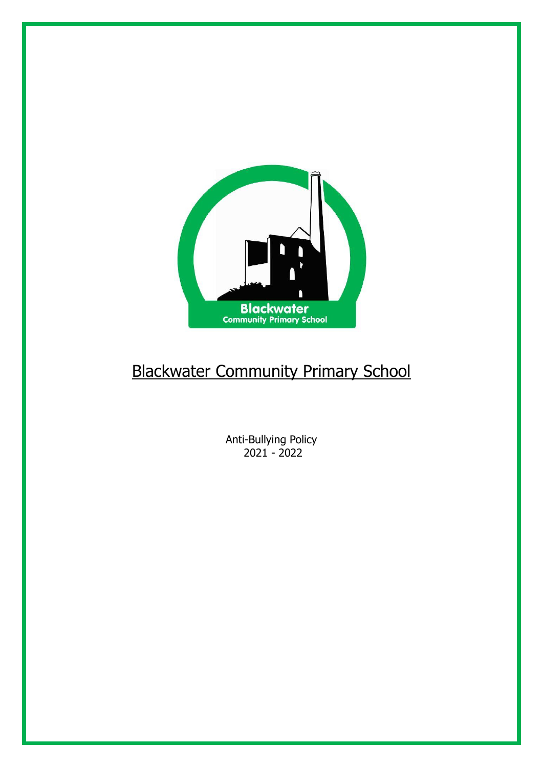# Blackwater Community Primary School

Anti-Bullying Policy
2021 - 2022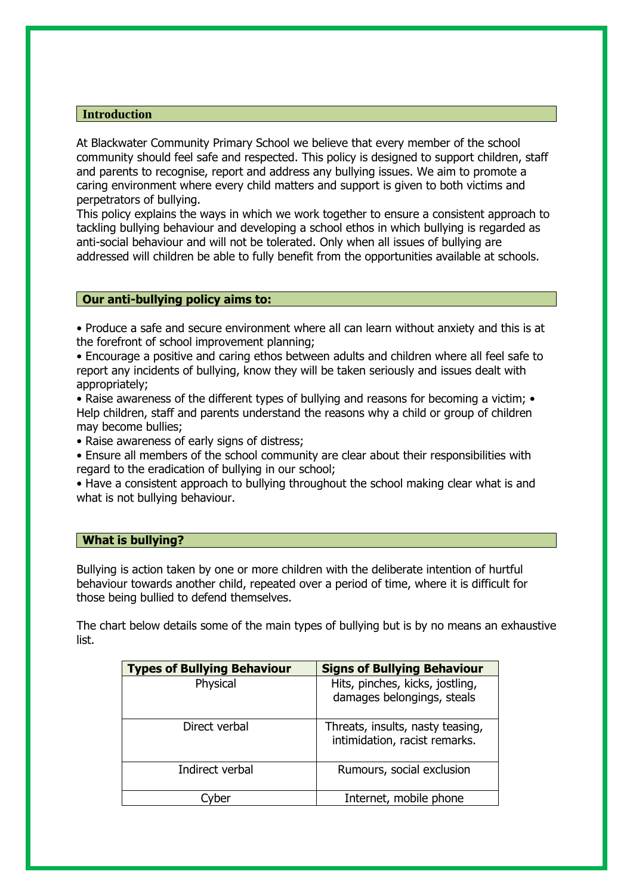## Introduction

At Blackwater Community Primary School we believe that every member of the school community should feel safe and respected. This policy is designed to support children, staff and parents to recognise, report and address any bullying issues. We aim to promote a caring environment where every child matters and support is given to both victims and perpetrators of bullying.
This policy explains the ways in which we work together to ensure a consistent approach to tackling bullying behaviour and developing a school ethos in which bullying is regarded as anti-social behaviour and will not be tolerated. Only when all issues of bullying are addressed will children be able to fully benefit from the opportunities available at schools.

## Our anti-bullying policy aims to:

- Produce a safe and secure environment where all can learn without anxiety and this is at the forefront of school improvement planning;
- Encourage a positive and caring ethos between adults and children where all feel safe to report any incidents of bullying, know they will be taken seriously and issues dealt with appropriately;
- Raise awareness of the different types of bullying and reasons for becoming a victim;
- Help children, staff and parents understand the reasons why a child or group of children may become bullies;
- Raise awareness of early signs of distress;
- Ensure all members of the school community are clear about their responsibilities with regard to the eradication of bullying in our school;
- Have a consistent approach to bullying throughout the school making clear what is and what is not bullying behaviour.

## What is bullying?

Bullying is action taken by one or more children with the deliberate intention of hurtful behaviour towards another child, repeated over a period of time, where it is difficult for those being bullied to defend themselves.

The chart below details some of the main types of bullying but is by no means an exhaustive list.

| Types of Bullying Behaviour | Signs of Bullying Behaviour |
|---|---|
| Physical | Hits, pinches, kicks, jostling, damages belongings, steals |
| Direct verbal | Threats, insults, nasty teasing, intimidation, racist remarks. |
| Indirect verbal | Rumours, social exclusion |
| Cyber | Internet, mobile phone |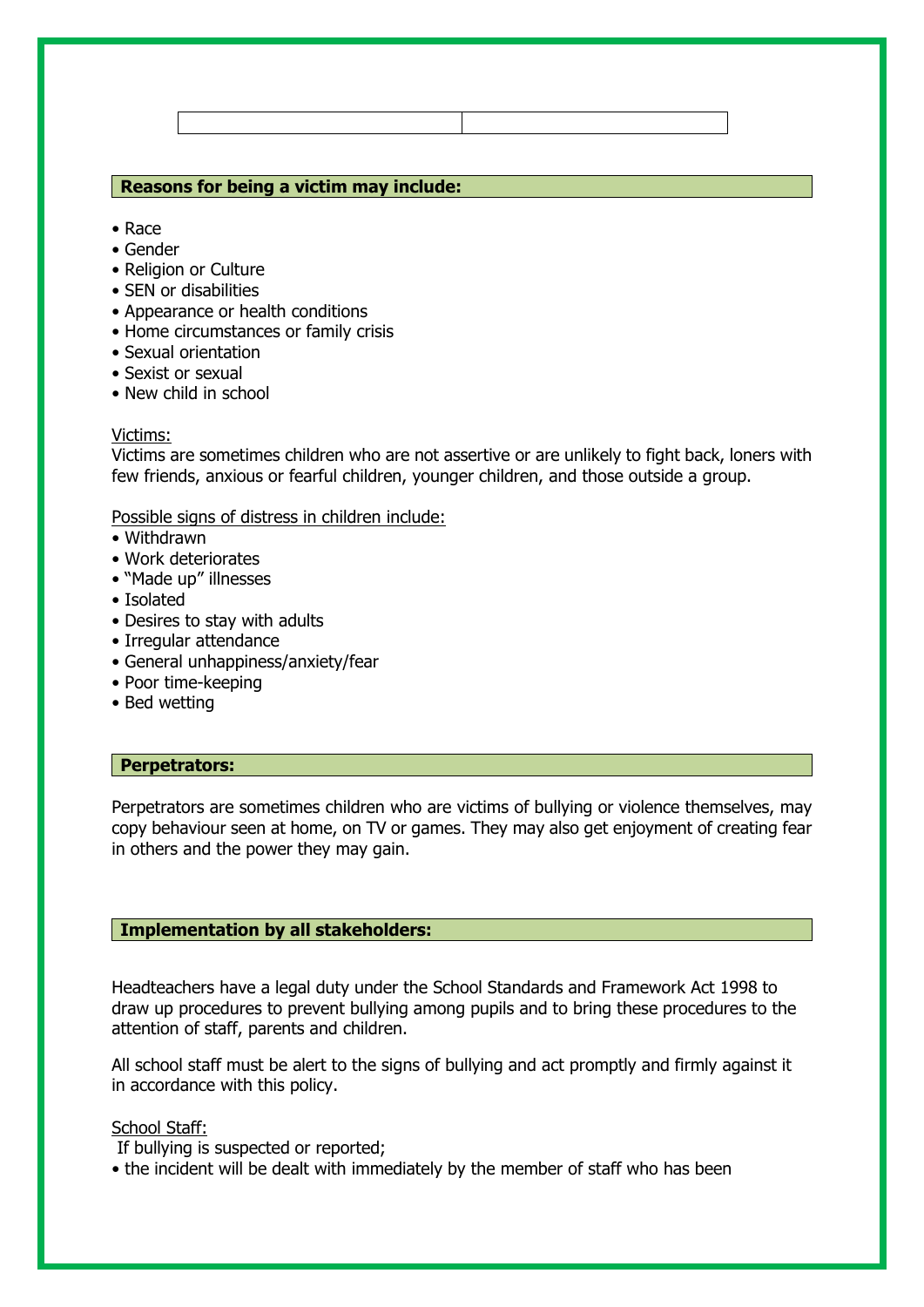| | |
|---|---|

## Reasons for being a victim may include:

- Race
- Gender
- Religion or Culture
- SEN or disabilities
- Appearance or health conditions
- Home circumstances or family crisis
- Sexual orientation
- Sexist or sexual
- New child in school

Victims:

Victims are sometimes children who are not assertive or are unlikely to fight back, loners with few friends, anxious or fearful children, younger children, and those outside a group.

Possible signs of distress in children include:

- Withdrawn
- Work deteriorates
- "Made up" illnesses
- Isolated
- Desires to stay with adults
- Irregular attendance
- General unhappiness/anxiety/fear
- Poor time-keeping
- Bed wetting

## Perpetrators:

Perpetrators are sometimes children who are victims of bullying or violence themselves, may copy behaviour seen at home, on TV or games. They may also get enjoyment of creating fear in others and the power they may gain.

## Implementation by all stakeholders:

Headteachers have a legal duty under the School Standards and Framework Act 1998 to draw up procedures to prevent bullying among pupils and to bring these procedures to the attention of staff, parents and children.

All school staff must be alert to the signs of bullying and act promptly and firmly against it in accordance with this policy.

School Staff:

If bullying is suspected or reported;

- the incident will be dealt with immediately by the member of staff who has been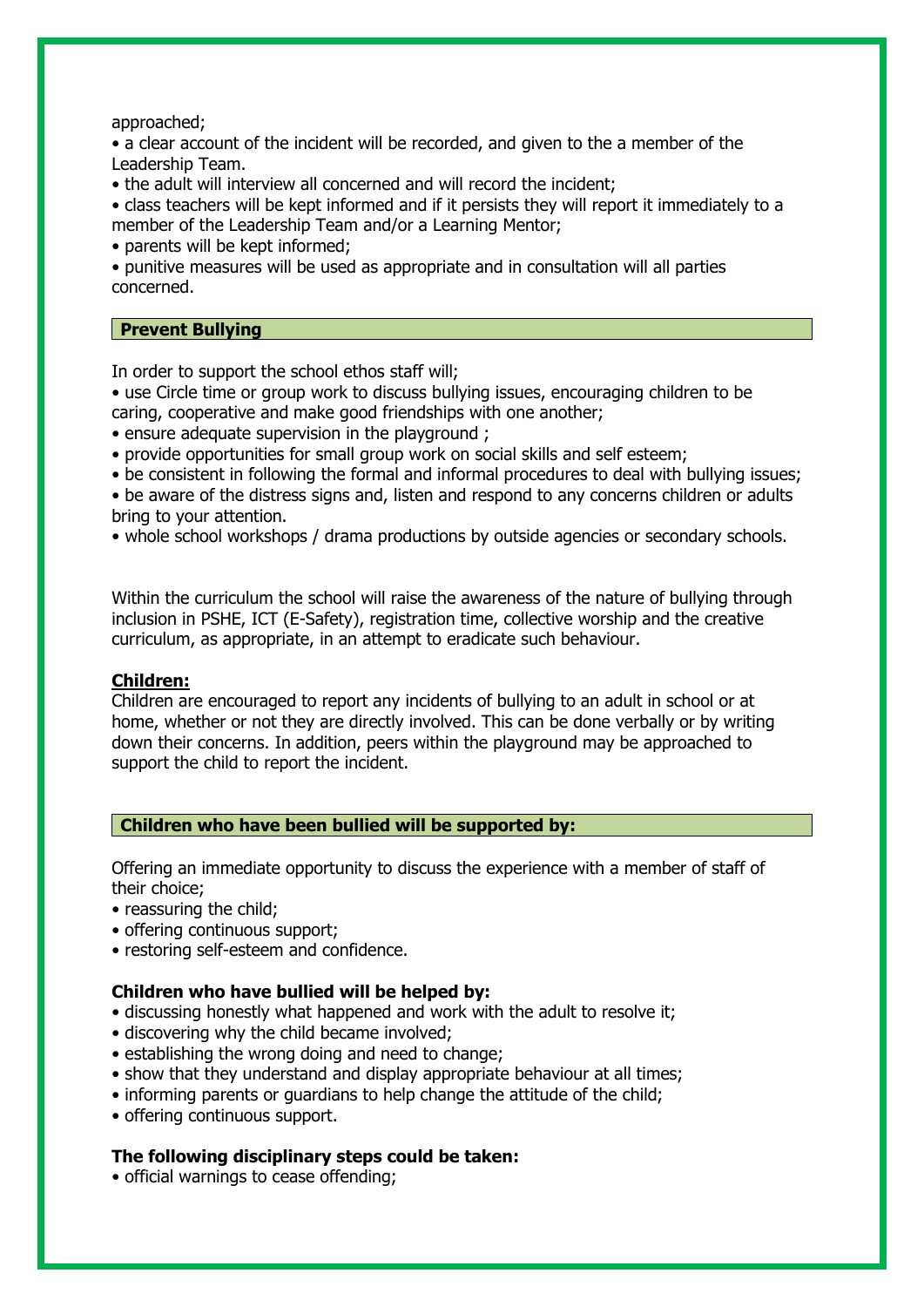approached;

- a clear account of the incident will be recorded, and given to the a member of the Leadership Team.
- the adult will interview all concerned and will record the incident;
- class teachers will be kept informed and if it persists they will report it immediately to a member of the Leadership Team and/or a Learning Mentor;
- parents will be kept informed;
- punitive measures will be used as appropriate and in consultation will all parties concerned.

## Prevent Bullying

In order to support the school ethos staff will;

- use Circle time or group work to discuss bullying issues, encouraging children to be caring, cooperative and make good friendships with one another;
- ensure adequate supervision in the playground ;
- provide opportunities for small group work on social skills and self esteem;
- be consistent in following the formal and informal procedures to deal with bullying issues;
- be aware of the distress signs and, listen and respond to any concerns children or adults bring to your attention.
- whole school workshops / drama productions by outside agencies or secondary schools.

Within the curriculum the school will raise the awareness of the nature of bullying through inclusion in PSHE, ICT (E-Safety), registration time, collective worship and the creative curriculum, as appropriate, in an attempt to eradicate such behaviour.

**<u>Children:</u>**
Children are encouraged to report any incidents of bullying to an adult in school or at home, whether or not they are directly involved. This can be done verbally or by writing down their concerns. In addition, peers within the playground may be approached to support the child to report the incident.

## Children who have been bullied will be supported by:

Offering an immediate opportunity to discuss the experience with a member of staff of their choice;

- reassuring the child;
- offering continuous support;
- restoring self-esteem and confidence.

**Children who have bullied will be helped by:**

- discussing honestly what happened and work with the adult to resolve it;
- discovering why the child became involved;
- establishing the wrong doing and need to change;
- show that they understand and display appropriate behaviour at all times;
- informing parents or guardians to help change the attitude of the child;
- offering continuous support.

**The following disciplinary steps could be taken:**

- official warnings to cease offending;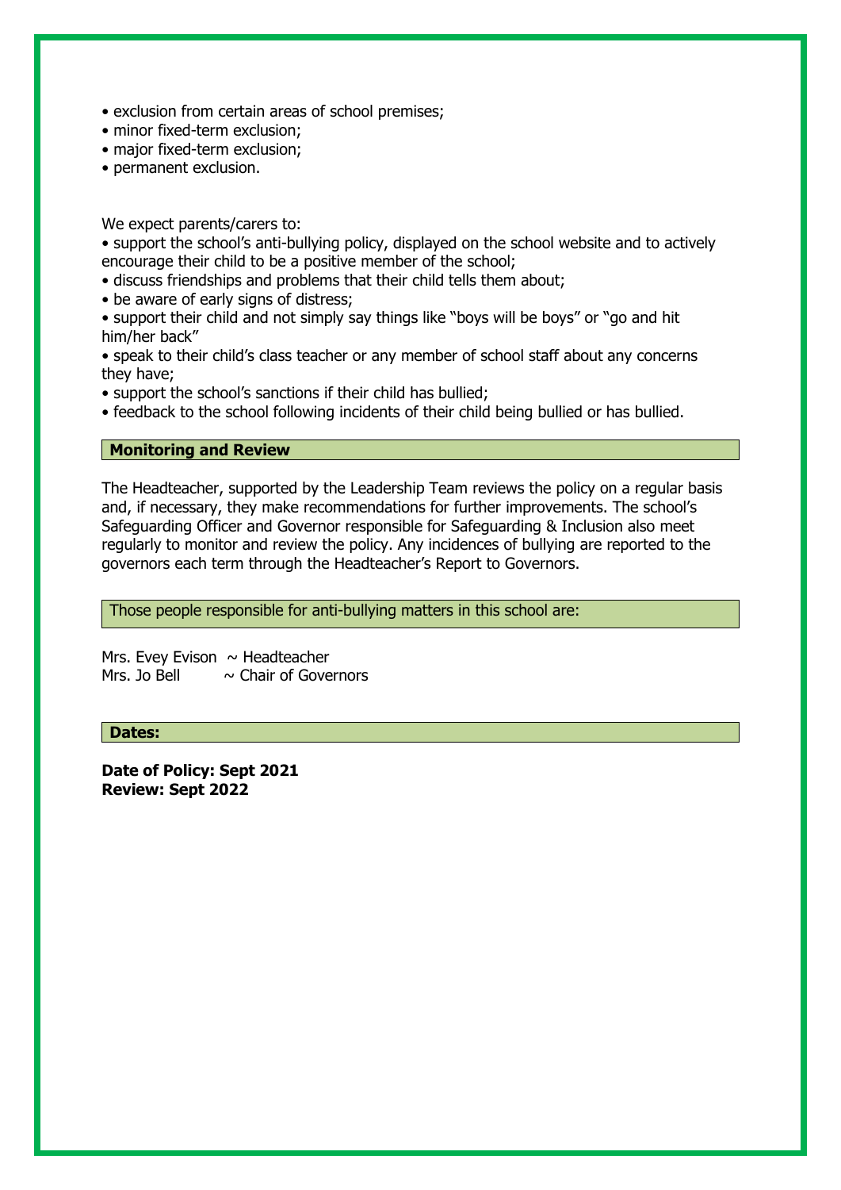- exclusion from certain areas of school premises;
- minor fixed-term exclusion;
- major fixed-term exclusion;
- permanent exclusion.

We expect parents/carers to:

- support the school's anti-bullying policy, displayed on the school website and to actively encourage their child to be a positive member of the school;
- discuss friendships and problems that their child tells them about;
- be aware of early signs of distress;
- support their child and not simply say things like "boys will be boys" or "go and hit him/her back"
- speak to their child's class teacher or any member of school staff about any concerns they have;
- support the school's sanctions if their child has bullied;
- feedback to the school following incidents of their child being bullied or has bullied.

## Monitoring and Review

The Headteacher, supported by the Leadership Team reviews the policy on a regular basis and, if necessary, they make recommendations for further improvements. The school's Safeguarding Officer and Governor responsible for Safeguarding & Inclusion also meet regularly to monitor and review the policy. Any incidences of bullying are reported to the governors each term through the Headteacher's Report to Governors.

Those people responsible for anti-bullying matters in this school are:

Mrs. Evey Evison ~ Headteacher
Mrs. Jo Bell ~ Chair of Governors

## Dates:

**Date of Policy: Sept 2021**
**Review: Sept 2022**